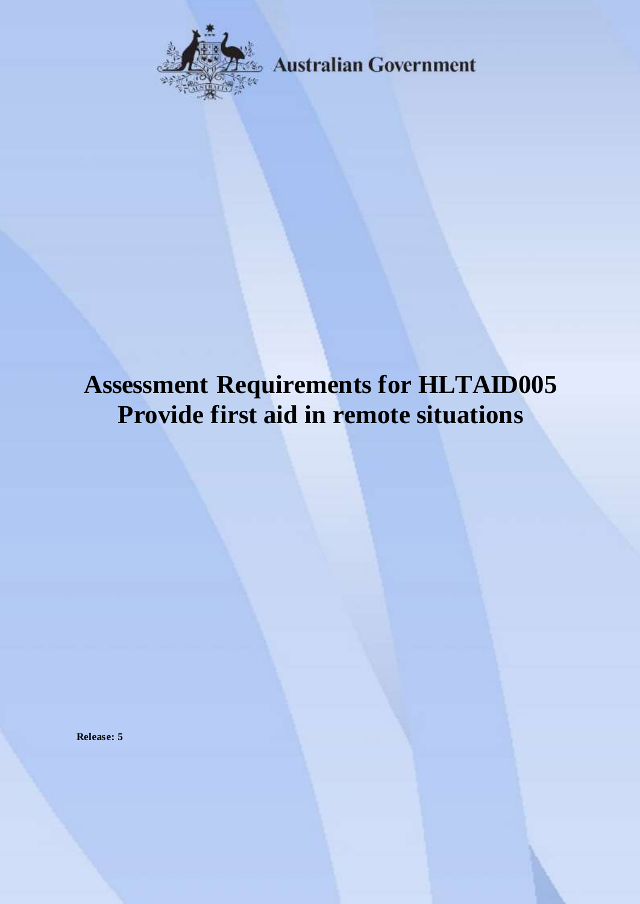Australian Government

# Assessment Requirements for HLTAID005 Provide first aid in remote situations

**Release: 5**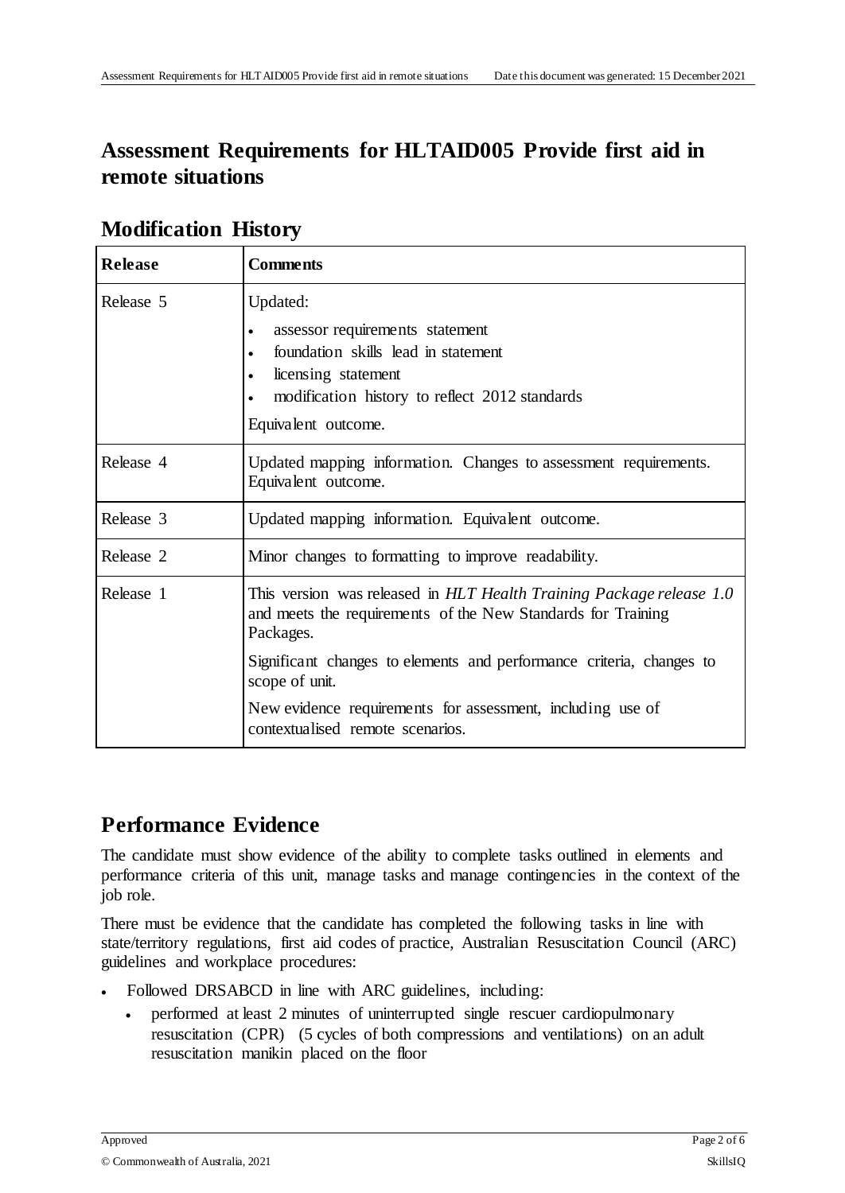# Assessment Requirements for HLTAID005 Provide first aid in remote situations

## Modification History

| Release | Comments |
|---|---|
| Release 5 | Updated:<br>• assessor requirements statement<br>• foundation skills lead in statement<br>• licensing statement<br>• modification history to reflect 2012 standards<br>Equivalent outcome. |
| Release 4 | Updated mapping information. Changes to assessment requirements. Equivalent outcome. |
| Release 3 | Updated mapping information. Equivalent outcome. |
| Release 2 | Minor changes to formatting to improve readability. |
| Release 1 | This version was released in *HLT Health Training Package release 1.0* and meets the requirements of the New Standards for Training Packages.<br>Significant changes to elements and performance criteria, changes to scope of unit.<br>New evidence requirements for assessment, including use of contextualised remote scenarios. |

## Performance Evidence

The candidate must show evidence of the ability to complete tasks outlined in elements and performance criteria of this unit, manage tasks and manage contingencies in the context of the job role.

There must be evidence that the candidate has completed the following tasks in line with state/territory regulations, first aid codes of practice, Australian Resuscitation Council (ARC) guidelines and workplace procedures:

- Followed DRSABCD in line with ARC guidelines, including:
  - performed at least 2 minutes of uninterrupted single rescuer cardiopulmonary resuscitation (CPR) (5 cycles of both compressions and ventilations) on an adult resuscitation manikin placed on the floor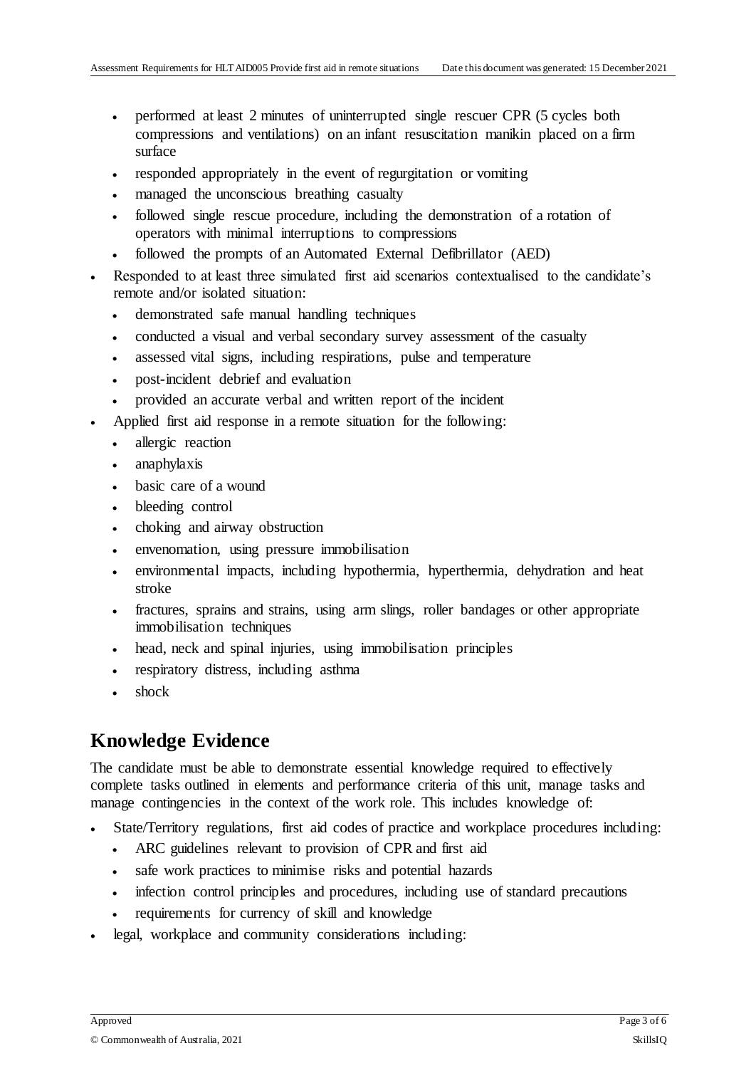- performed at least 2 minutes of uninterrupted single rescuer CPR (5 cycles both compressions and ventilations) on an infant resuscitation manikin placed on a firm surface
  - responded appropriately in the event of regurgitation or vomiting
  - managed the unconscious breathing casualty
  - followed single rescue procedure, including the demonstration of a rotation of operators with minimal interruptions to compressions
  - followed the prompts of an Automated External Defibrillator (AED)
- Responded to at least three simulated first aid scenarios contextualised to the candidate's remote and/or isolated situation:
  - demonstrated safe manual handling techniques
  - conducted a visual and verbal secondary survey assessment of the casualty
  - assessed vital signs, including respirations, pulse and temperature
  - post-incident debrief and evaluation
  - provided an accurate verbal and written report of the incident
- Applied first aid response in a remote situation for the following:
  - allergic reaction
  - anaphylaxis
  - basic care of a wound
  - bleeding control
  - choking and airway obstruction
  - envenomation, using pressure immobilisation
  - environmental impacts, including hypothermia, hyperthermia, dehydration and heat stroke
  - fractures, sprains and strains, using arm slings, roller bandages or other appropriate immobilisation techniques
  - head, neck and spinal injuries, using immobilisation principles
  - respiratory distress, including asthma
  - shock

## Knowledge Evidence

The candidate must be able to demonstrate essential knowledge required to effectively complete tasks outlined in elements and performance criteria of this unit, manage tasks and manage contingencies in the context of the work role. This includes knowledge of:

- State/Territory regulations, first aid codes of practice and workplace procedures including:
  - ARC guidelines relevant to provision of CPR and first aid
  - safe work practices to minimise risks and potential hazards
  - infection control principles and procedures, including use of standard precautions
  - requirements for currency of skill and knowledge
- legal, workplace and community considerations including: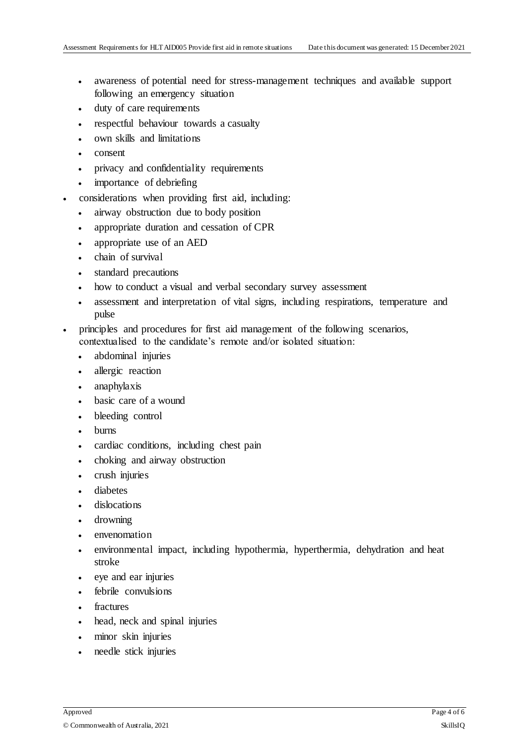- awareness of potential need for stress-management techniques and available support following an emergency situation
  - duty of care requirements
  - respectful behaviour towards a casualty
  - own skills and limitations
  - consent
  - privacy and confidentiality requirements
  - importance of debriefing
- considerations when providing first aid, including:
  - airway obstruction due to body position
  - appropriate duration and cessation of CPR
  - appropriate use of an AED
  - chain of survival
  - standard precautions
  - how to conduct a visual and verbal secondary survey assessment
  - assessment and interpretation of vital signs, including respirations, temperature and pulse
- principles and procedures for first aid management of the following scenarios, contextualised to the candidate's remote and/or isolated situation:
  - abdominal injuries
  - allergic reaction
  - anaphylaxis
  - basic care of a wound
  - bleeding control
  - burns
  - cardiac conditions, including chest pain
  - choking and airway obstruction
  - crush injuries
  - diabetes
  - dislocations
  - drowning
  - envenomation
  - environmental impact, including hypothermia, hyperthermia, dehydration and heat stroke
  - eye and ear injuries
  - febrile convulsions
  - fractures
  - head, neck and spinal injuries
  - minor skin injuries
  - needle stick injuries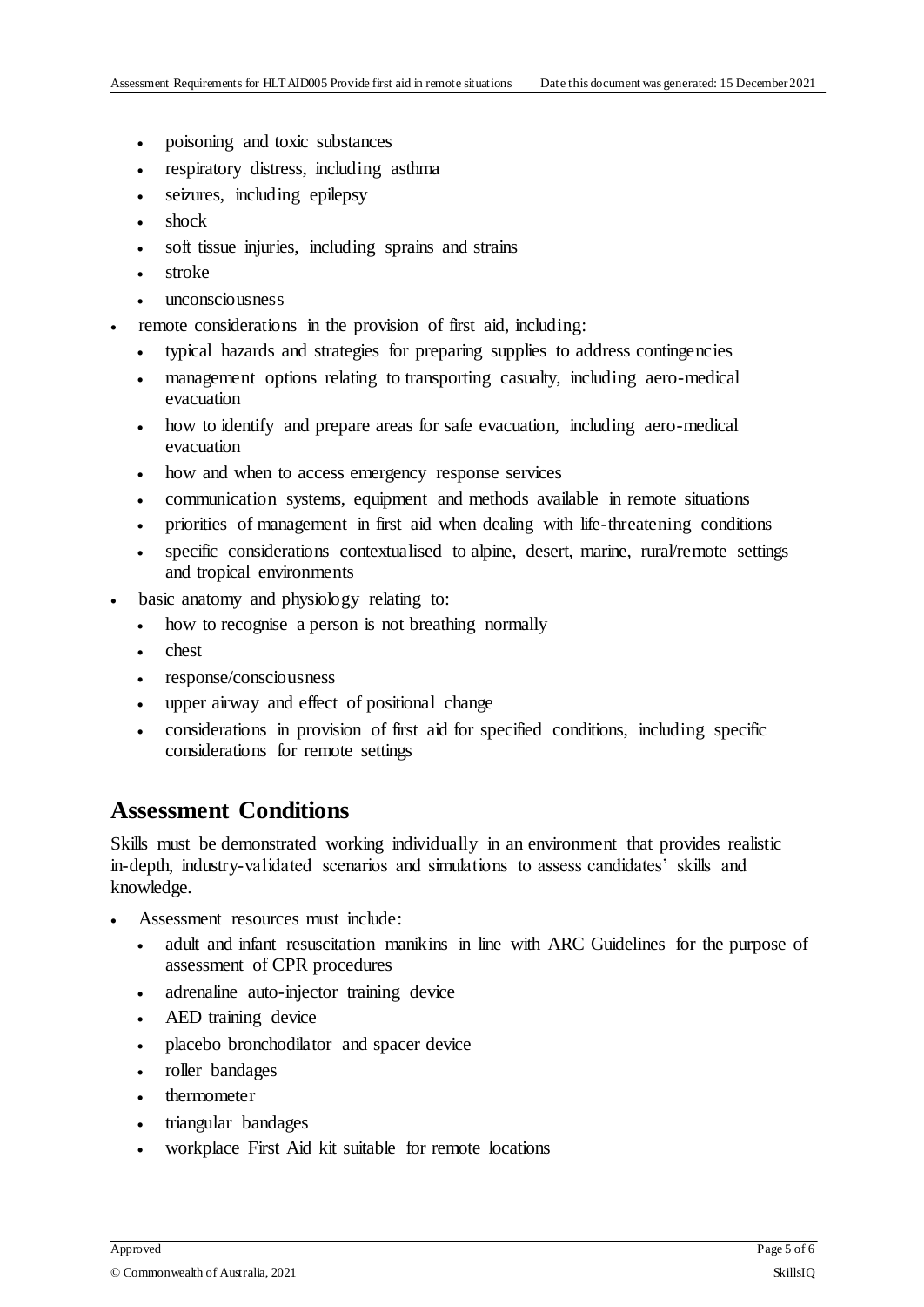- poisoning and toxic substances
  - respiratory distress, including asthma
  - seizures, including epilepsy
  - shock
  - soft tissue injuries, including sprains and strains
  - stroke
  - unconsciousness
- remote considerations in the provision of first aid, including:
  - typical hazards and strategies for preparing supplies to address contingencies
  - management options relating to transporting casualty, including aero-medical evacuation
  - how to identify and prepare areas for safe evacuation, including aero-medical evacuation
  - how and when to access emergency response services
  - communication systems, equipment and methods available in remote situations
  - priorities of management in first aid when dealing with life-threatening conditions
  - specific considerations contextualised to alpine, desert, marine, rural/remote settings and tropical environments
- basic anatomy and physiology relating to:
  - how to recognise a person is not breathing normally
  - chest
  - response/consciousness
  - upper airway and effect of positional change
  - considerations in provision of first aid for specified conditions, including specific considerations for remote settings

## Assessment Conditions

Skills must be demonstrated working individually in an environment that provides realistic in-depth, industry-validated scenarios and simulations to assess candidates' skills and knowledge.

- Assessment resources must include:
  - adult and infant resuscitation manikins in line with ARC Guidelines for the purpose of assessment of CPR procedures
  - adrenaline auto-injector training device
  - AED training device
  - placebo bronchodilator and spacer device
  - roller bandages
  - thermometer
  - triangular bandages
  - workplace First Aid kit suitable for remote locations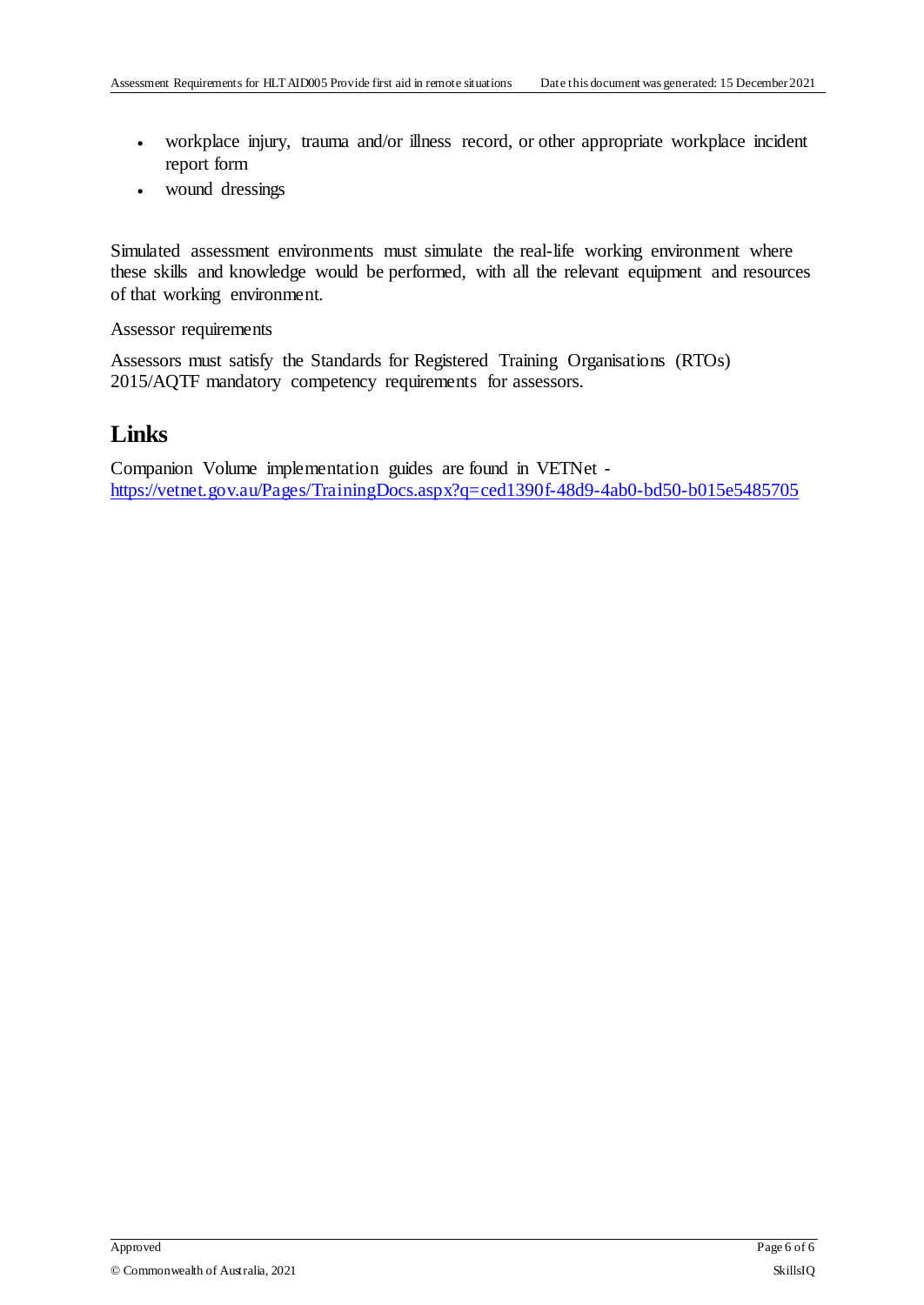- workplace injury, trauma and/or illness record, or other appropriate workplace incident report form
- wound dressings

Simulated assessment environments must simulate the real-life working environment where these skills and knowledge would be performed, with all the relevant equipment and resources of that working environment.

Assessor requirements

Assessors must satisfy the Standards for Registered Training Organisations (RTOs) 2015/AQTF mandatory competency requirements for assessors.

# Links

Companion Volume implementation guides are found in VETNet - https://vetnet.gov.au/Pages/TrainingDocs.aspx?q=ced1390f-48d9-4ab0-bd50-b015e5485705